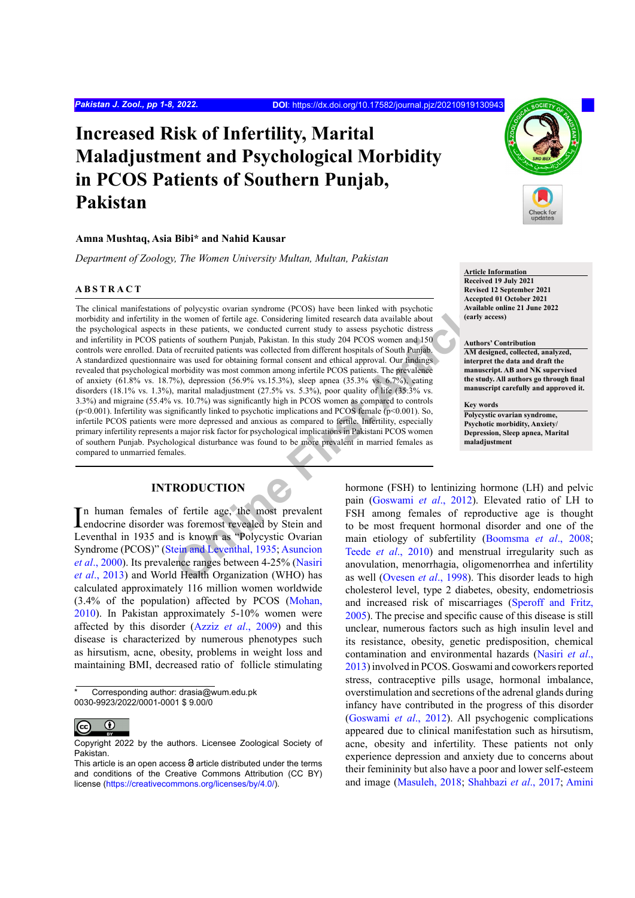# Increased Risk of Infertility, Marital Maladjustment and Psychological Morbidity in PCOS Patients of Southern Punjab, Pakistan

**Amna Mushtaq, Asia Bibi\* and Nahid Kausar**

*Department of Zoology, The Women University Multan, Multan, Pakistan*

**Article Information**
**Received 19 July 2021**
**Revised 12 September 2021**
**Accepted 01 October 2021**
**Available online 21 June 2022 (early access)**

**Authors' Contribution**
**AM designed, collected, analyzed, interpret the data and draft the manuscript. AB and NK supervised the study. All authors go through final manuscript carefully and approved it.**

**Key words**
**Polycystic ovarian syndrome, Psychotic morbidity, Anxiety/ Depression, Sleep apnea, Marital maladjustment**

## ABSTRACT

The clinical manifestations of polycystic ovarian syndrome (PCOS) have been linked with psychotic morbidity and infertility in the women of fertile age. Considering limited research data available about the psychological aspects in these patients, we conducted current study to assess psychotic distress and infertility in PCOS patients of southern Punjab, Pakistan. In this study 204 PCOS women and 150 controls were enrolled. Data of recruited patients was collected from different hospitals of South Punjab. A standardized questionnaire was used for obtaining formal consent and ethical approval. Our findings revealed that psychological morbidity was most common among infertile PCOS patients. The prevalence of of anxiety (61.8% vs. 18.7%), depression (56.9% vs.15.3%), sleep apnea (35.3% vs. 6.7%), eating disorders (18.1% vs. 1.3%), marital maladjustment (27.5% vs. 5.3%), poor quality of life (35.3% vs. 3.3%) and migraine (55.4% vs. 10.7%) was significantly high in PCOS women as compared to controls ($p<0.001$). Infertility was significantly linked to psychotic implications and PCOS female ($p<0.001$). So, infertile PCOS patients were more depressed and anxious as compared to fertile. Infertility, especially primary infertility represents a major risk factor for psychological implications in Pakistani PCOS women of southern Punjab. Psychological disturbance was found to be more prevalent in married females as compared to unmarried females.

## INTRODUCTION

In human females of fertile age, the most prevalent endocrine disorder was foremost revealed by Stein and Leventhal in 1935 and is known as "Polycystic Ovarian Syndrome (PCOS)" (Stein and Leventhal, 1935; Asuncion *et al*., 2000). Its prevalence ranges between 4-25% (Nasiri *et al*., 2013) and World Health Organization (WHO) has calculated approximately 116 million women worldwide (3.4% of the population) affected by PCOS (Mohan, 2010). In Pakistan approximately 5-10% women were affected by this disorder (Azziz *et al*., 2009) and this disease is characterized by numerous phenotypes such as hirsutism, acne, obesity, problems in weight loss and maintaining BMI, decreased ratio of follicle stimulating hormone (FSH) to lentinizing hormone (LH) and pelvic pain (Goswami *et al*., 2012). Elevated ratio of LH to FSH among females of reproductive age is thought to be most frequent hormonal disorder and one of the main etiology of subfertility (Boomsma *et al*., 2008; Teede *et al*., 2010) and menstrual irregularity such as anovulation, menorrhagia, oligomenorrhea and infertility as well (Ovesen *et al*., 1998). This disorder leads to high cholesterol level, type 2 diabetes, obesity, endometriosis and increased risk of miscarriages (Speroff and Fritz, 2005). The precise and specific cause of this disease is still unclear, numerous factors such as high insulin level and its resistance, obesity, genetic predisposition, chemical contamination and environmental hazards (Nasiri *et al*., 2013) involved in PCOS. Goswami and coworkers reported stress, contraceptive pills usage, hormonal imbalance, overstimulation and secretions of the adrenal glands during infancy have contributed in the progress of this disorder (Goswami *et al*., 2012). All psychogenic complications appeared due to clinical manifestation such as hirsutism, acne, obesity and infertility. These patients not only experience depression and anxiety due to concerns about their femininity but also have a poor and lower self-esteem and image (Masuleh, 2018; Shahbazi *et al*., 2017; Amini

\* Corresponding author: drasia@wum.edu.pk
0030-9923/2022/0001-0001 $ 9.00/0

Copyright 2022 by the authors. Licensee Zoological Society of Pakistan.
This article is an open access article distributed under the terms and conditions of the Creative Commons Attribution (CC BY) license (https://creativecommons.org/licenses/by/4.0/).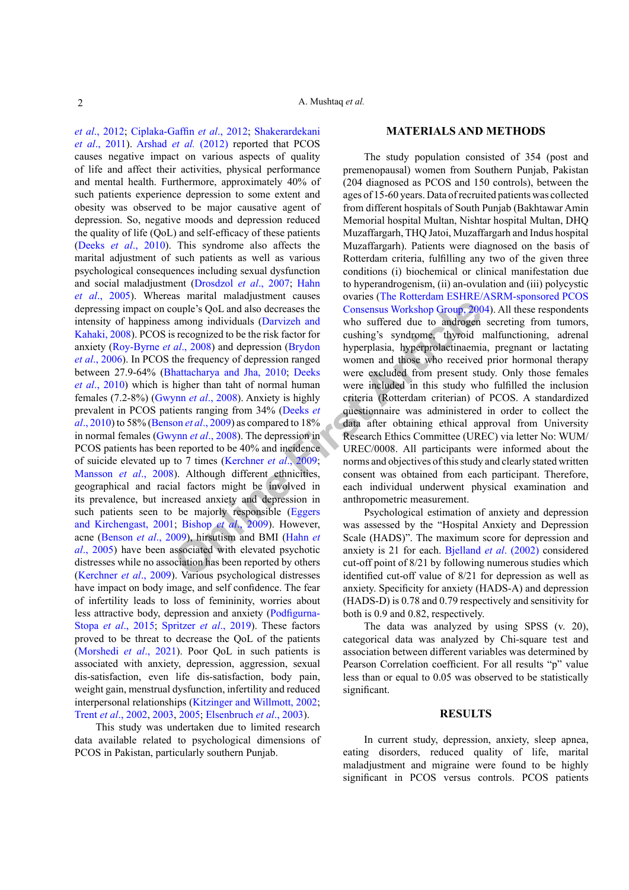*et al*., 2012; Ciplaka-Gaffin *et al*., 2012; Shakerardekani *et al*., 2011). Arshad *et al*. (2012) reported that PCOS causes negative impact on various aspects of quality of life and affect their activities, physical performance and mental health. Furthermore, approximately 40% of such patients experience depression to some extent and obesity was observed to be major causative agent of depression. So, negative moods and depression reduced the quality of life (QoL) and self-efficacy of these patients (Deeks *et al*., 2010). This syndrome also affects the marital adjustment of such patients as well as various psychological consequences including sexual dysfunction and social maladjustment (Drosdzol *et al*., 2007; Hahn *et al*., 2005). Whereas marital maladjustment causes depressing impact on couple's QoL and also decreases the intensity of happiness among individuals (Darvizeh and Kahaki, 2008). PCOS is recognized to be the risk factor for anxiety (Roy-Byrne *et al*., 2008) and depression (Brydon *et al*., 2006). In PCOS the frequency of depression ranged between 27.9-64% (Bhattacharya and Jha, 2010; Deeks *et al*., 2010) which is higher than taht of normal human females (7.2-8%) (Gwynn *et al*., 2008). Anxiety is highly prevalent in PCOS patients ranging from 34% (Deeks *et al*., 2010) to 58% (Benson *et al*., 2009) as compared to 18% in normal females (Gwynn *et al*., 2008). The depression in PCOS patients has been reported to be 40% and incidence of suicide elevated up to 7 times (Kerchner *et al*., 2009; Mansson *et al*., 2008). Although different ethnicities, geographical and racial factors might be involved in its prevalence, but increased anxiety and depression in such patients seen to be majorly responsible (Eggers and Kirchengast, 2001; Bishop *et al*., 2009). However, acne (Benson *et al*., 2009), hirsutism and BMI (Hahn *et al*., 2005) have been associated with elevated psychotic distresses while no association has been reported by others (Kerchner *et al*., 2009). Various psychological distresses have impact on body image, and self confidence. The fear of infertility leads to loss of femininity, worries about less attractive body, depression and anxiety (Podfigurna-Stopa *et al*., 2015; Spritzer *et al*., 2019). These factors proved to be threat to decrease the QoL of the patients (Morshedi *et al*., 2021). Poor QoL in such patients is associated with anxiety, depression, aggression, sexual dis-satisfaction, even life dis-satisfaction, body pain, weight gain, menstrual dysfunction, infertility and reduced interpersonal relationships (Kitzinger and Willmott, 2002; Trent *et al*., 2002, 2003, 2005; Elsenbruch *et al*., 2003).

This study was undertaken due to limited research data available related to psychological dimensions of PCOS in Pakistan, particularly southern Punjab.

## MATERIALS AND METHODS

The study population consisted of 354 (post and premenopausal) women from Southern Punjab, Pakistan (204 diagnosed as PCOS and 150 controls), between the ages of 15-60 years. Data of recruited patients was collected from different hospitals of South Punjab (Bakhtawar Amin Memorial hospital Multan, Nishtar hospital Multan, DHQ Muzaffargarh, THQ Jatoi, Muzaffargarh and Indus hospital Muzaffargarh). Patients were diagnosed on the basis of Rotterdam criteria, fulfilling any two of the given three conditions (i) biochemical or clinical manifestation due to hyperandrogenism, (ii) an-ovulation and (iii) polycystic ovaries (The Rotterdam ESHRE/ASRM-sponsored PCOS Consensus Workshop Group, 2004). All these respondents who suffered due to androgen secreting from tumors, cushing's syndrome, thyroid malfunctioning, adrenal hyperplasia, hyperprolactinaemia, pregnant or lactating women and those who received prior hormonal therapy were excluded from present study. Only those females were included in this study who fulfilled the inclusion criteria (Rotterdam criterian) of PCOS. A standardized questionnaire was administered in order to collect the data after obtaining ethical approval from University Research Ethics Committee (UREC) via letter No: WUM/UREC/0008. All participants were informed about the norms and objectives of this study and clearly stated written consent was obtained from each participant. Therefore, each individual underwent physical examination and anthropometric measurement.

Psychological estimation of anxiety and depression was assessed by the "Hospital Anxiety and Depression Scale (HADS)". The maximum score for depression and anxiety is 21 for each. Bjelland *et al*. (2002) considered cut-off point of 8/21 by following numerous studies which identified cut-off value of 8/21 for depression as well as anxiety. Specificity for anxiety (HADS-A) and depression (HADS-D) is 0.78 and 0.79 respectively and sensitivity for both is 0.9 and 0.82, respectively.

The data was analyzed by using SPSS (v. 20), categorical data was analyzed by Chi-square test and association between different variables was determined by Pearson Correlation coefficient. For all results "p" value less than or equal to 0.05 was observed to be statistically significant.

## RESULTS

In current study, depression, anxiety, sleep apnea, eating disorders, reduced quality of life, marital maladjustment and migraine were found to be highly significant in PCOS versus controls. PCOS patients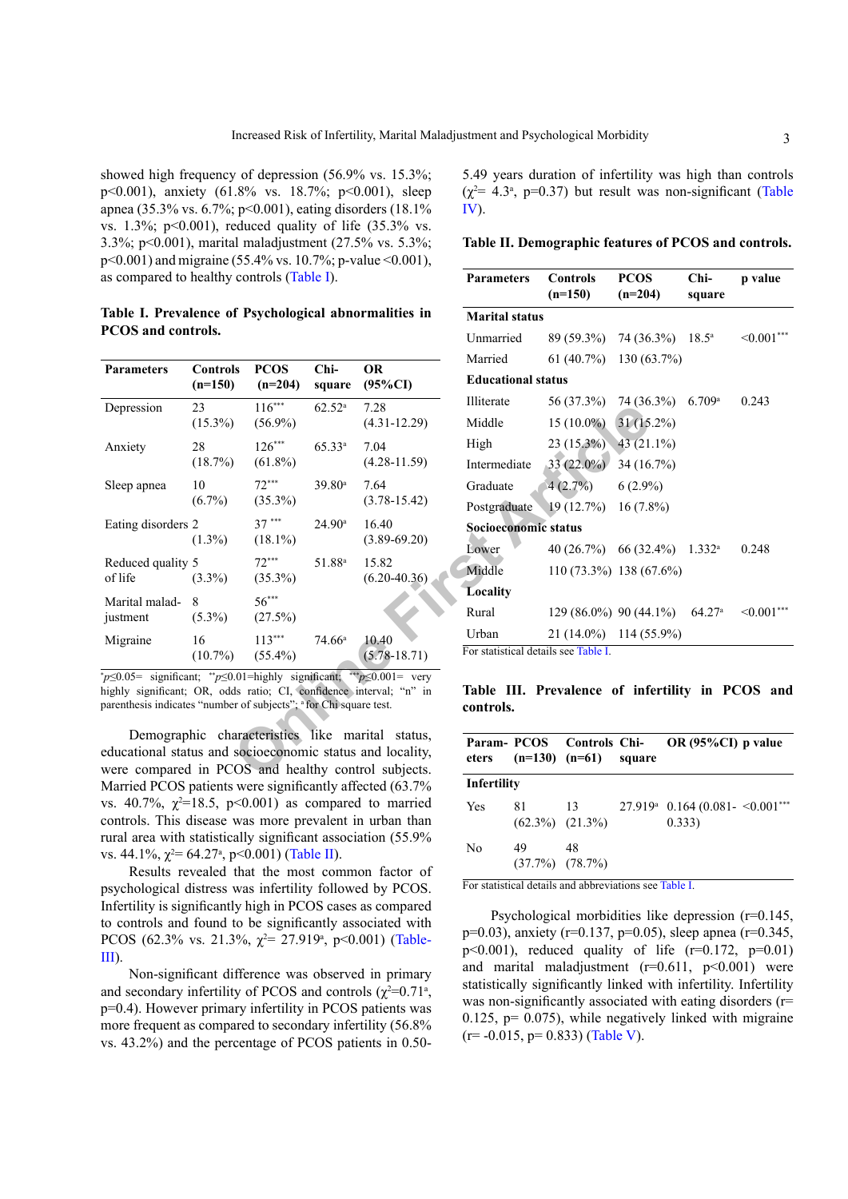showed high frequency of depression (56.9% vs. 15.3%; p<0.001), anxiety (61.8% vs. 18.7%; p<0.001), sleep apnea (35.3% vs. 6.7%; p<0.001), eating disorders (18.1% vs. 1.3%; p<0.001), reduced quality of life (35.3% vs. 3.3%; p<0.001), marital maladjustment (27.5% vs. 5.3%; p<0.001) and migraine (55.4% vs. 10.7%; p-value <0.001), as compared to healthy controls (Table I).

**Table I. Prevalence of Psychological abnormalities in PCOS and controls.**

| Parameters | Controls (n=150) | PCOS (n=204) | Chi-square | OR (95%CI) |
|---|---|---|---|---|
| Depression | 23 (15.3%) | 116*** (56.9%) | 62.52[a] | 7.28 (4.31-12.29) |
| Anxiety | 28 (18.7%) | 126*** (61.8%) | 65.33[a] | 7.04 (4.28-11.59) |
| Sleep apnea | 10 (6.7%) | 72*** (35.3%) | 39.80[a] | 7.64 (3.78-15.42) |
| Eating disorders | 2 (1.3%) | 37*** (18.1%) | 24.90[a] | 16.40 (3.89-69.20) |
| Reduced quality of life | 5 (3.3%) | 72*** (35.3%) | 51.88[a] | 15.82 (6.20-40.36) |
| Marital maladjustment | 8 (5.3%) | 56*** (27.5%) | | |
| Migraine | 16 (10.7%) | 113*** (55.4%) | 74.66[a] | 10.40 (5.78-18.71) |

*$p \leq 0.05$= significant; **$p \leq 0.01$=highly significant; ***$p \leq 0.001$= very highly significant; OR, odds ratio; CI, confidence interval; "n" in parenthesis indicates "number of subjects"; [a] for Chi square test.

Demographic characteristics like marital status, educational status and socioeconomic status and locality, were compared in PCOS and healthy control subjects. Married PCOS patients were significantly affected (63.7% vs. 40.7%, $\chi^2$=18.5, p<0.001) as compared to married controls. This disease was more prevalent in urban than rural area with statistically significant association (55.9% vs. 44.1%, $\chi^2$= 64.27[a], p<0.001) (Table II).

Results revealed that the most common factor of psychological distress was infertility followed by PCOS. Infertility is significantly high in PCOS cases as compared to controls and found to be significantly associated with PCOS (62.3% vs. 21.3%, $\chi^2$= 27.919[a], p<0.001) (Table-III).

Non-significant difference was observed in primary and secondary infertility of PCOS and controls ($\chi^2$=0.71[a], p=0.4). However primary infertility in PCOS patients was more frequent as compared to secondary infertility (56.8% vs. 43.2%) and the percentage of PCOS patients in 0.50-5.49 years duration of infertility was high than controls ($\chi^2$= 4.3[a], p=0.37) but result was non-significant (Table IV).

**Table II. Demographic features of PCOS and controls.**

| Parameters | Controls (n=150) | PCOS (n=204) | Chi-square | p value |
|---|---|---|---|---|
| **Marital status** | | | | |
| Unmarried | 89 (59.3%) | 74 (36.3%) | 18.5[a] | <0.001*** |
| Married | 61 (40.7%) | 130 (63.7%) | | |
| **Educational status** | | | | |
| Illiterate | 56 (37.3%) | 74 (36.3%) | 6.709[a] | 0.243 |
| Middle | 15 (10.0%) | 31 (15.2%) | | |
| High | 23 (15.3%) | 43 (21.1%) | | |
| Intermediate | 33 (22.0%) | 34 (16.7%) | | |
| Graduate | 4 (2.7%) | 6 (2.9%) | | |
| Postgraduate | 19 (12.7%) | 16 (7.8%) | | |
| **Socioeconomic status** | | | | |
| Lower | 40 (26.7%) | 66 (32.4%) | 1.332[a] | 0.248 |
| Middle | 110 (73.3%) | 138 (67.6%) | | |
| **Locality** | | | | |
| Rural | 129 (86.0%) | 90 (44.1%) | 64.27[a] | <0.001*** |
| Urban | 21 (14.0%) | 114 (55.9%) | | |

For statistical details see Table I.

**Table III. Prevalence of infertility in PCOS and controls.**

| Parameters | PCOS (n=130) | Controls (n=61) | Chi-square | OR (95%CI) | p value |
|---|---|---|---|---|---|
| **Infertility** | | | | | |
| Yes | 81 (62.3%) | 13 (21.3%) | 27.919[a] | 0.164 (0.081-0.333) | <0.001*** |
| No | 49 (37.7%) | 48 (78.7%) | | | |

For statistical details and abbreviations see Table I.

Psychological morbidities like depression (r=0.145, p=0.03), anxiety (r=0.137, p=0.05), sleep apnea (r=0.345, p<0.001), reduced quality of life (r=0.172, p=0.01) and marital maladjustment (r=0.611, p<0.001) were statistically significantly linked with infertility. Infertility was non-significantly associated with eating disorders (r= 0.125, p= 0.075), while negatively linked with migraine (r= -0.015, p= 0.833) (Table V).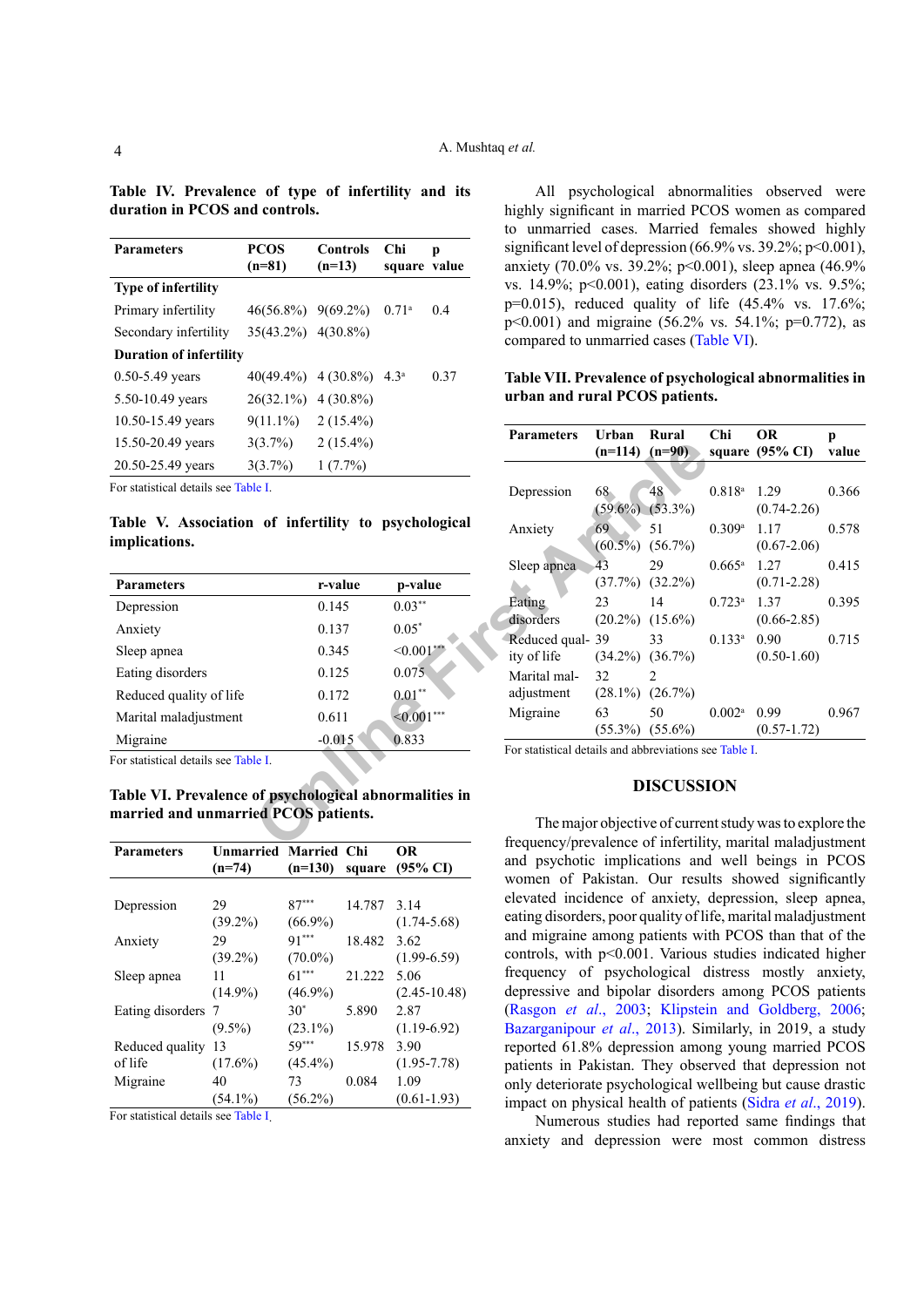**Table IV. Prevalence of type of infertility and its duration in PCOS and controls.**

| Parameters | PCOS (n=81) | Controls (n=13) | Chi square | p value |
|---|---|---|---|---|
| **Type of infertility** | | | | |
| Primary infertility | 46(56.8%) | 9(69.2%) | 0.71[a] | 0.4 |
| Secondary infertility | 35(43.2%) | 4(30.8%) | | |
| **Duration of infertility** | | | | |
| 0.50-5.49 years | 40(49.4%) | 4 (30.8%) | 4.3[a] | 0.37 |
| 5.50-10.49 years | 26(32.1%) | 4 (30.8%) | | |
| 10.50-15.49 years | 9(11.1%) | 2 (15.4%) | | |
| 15.50-20.49 years | 3(3.7%) | 2 (15.4%) | | |
| 20.50-25.49 years | 3(3.7%) | 1 (7.7%) | | |

For statistical details see Table I.

**Table V. Association of infertility to psychological implications.**

| Parameters | r-value | p-value |
|---|---|---|
| Depression | 0.145 | 0.03** |
| Anxiety | 0.137 | 0.05* |
| Sleep apnea | 0.345 | <0.001*** |
| Eating disorders | 0.125 | 0.075 |
| Reduced quality of life | 0.172 | 0.01** |
| Marital maladjustment | 0.611 | <0.001*** |
| Migraine | -0.015 | 0.833 |

For statistical details see Table I.

**Table VI. Prevalence of psychological abnormalities in married and unmarried PCOS patients.**

| Parameters | Unmarried (n=74) | Married (n=130) | Chi square | OR (95% CI) |
|---|---|---|---|---|
| Depression | 29 (39.2%) | 87*** (66.9%) | 14.787 | 3.14 (1.74-5.68) |
| Anxiety | 29 (39.2%) | 91*** (70.0%) | 18.482 | 3.62 (1.99-6.59) |
| Sleep apnea | 11 (14.9%) | 61*** (46.9%) | 21.222 | 5.06 (2.45-10.48) |
| Eating disorders | 7 (9.5%) | 30* (23.1%) | 5.890 | 2.87 (1.19-6.92) |
| Reduced quality of life | 13 (17.6%) | 59*** (45.4%) | 15.978 | 3.90 (1.95-7.78) |
| Migraine | 40 (54.1%) | 73 (56.2%) | 0.084 | 1.09 (0.61-1.93) |

For statistical details see Table I.

All psychological abnormalities observed were highly significant in married PCOS women as compared to unmarried cases. Married females showed highly significant level of depression (66.9% vs. 39.2%; p<0.001), anxiety (70.0% vs. 39.2%; p<0.001), sleep apnea (46.9% vs. 14.9%; p<0.001), eating disorders (23.1% vs. 9.5%; p=0.015), reduced quality of life (45.4% vs. 17.6%; p<0.001) and migraine (56.2% vs. 54.1%; p=0.772), as compared to unmarried cases (Table VI).

**Table VII. Prevalence of psychological abnormalities in urban and rural PCOS patients.**

| Parameters | Urban (n=114) | Rural (n=90) | Chi square | OR (95% CI) | p value |
|---|---|---|---|---|---|
| Depression | 68 (59.6%) | 48 (53.3%) | 0.818[a] | 1.29 (0.74-2.26) | 0.366 |
| Anxiety | 69 (60.5%) | 51 (56.7%) | 0.309[a] | 1.17 (0.67-2.06) | 0.578 |
| Sleep apnea | 43 (37.7%) | 29 (32.2%) | 0.665[a] | 1.27 (0.71-2.28) | 0.415 |
| Eating disorders | 23 (20.2%) | 14 (15.6%) | 0.723[a] | 1.37 (0.66-2.85) | 0.395 |
| Reduced quality of life | 39 (34.2%) | 33 (36.7%) | 0.133[a] | 0.90 (0.50-1.60) | 0.715 |
| Marital maladjustment | 32 (28.1%) | 2 (26.7%) | | | |
| Migraine | 63 (55.3%) | 50 (55.6%) | 0.002[a] | 0.99 (0.57-1.72) | 0.967 |

For statistical details and abbreviations see Table I.

## DISCUSSION

The major objective of current study was to explore the frequency/prevalence of infertility, marital maladjustment and psychic implications and well beings in PCOS women of Pakistan. Our results showed significantly elevated incidence of anxiety, depression, sleep apnea, eating disorders, poor quality of life, marital maladjustment and migraine among patients with PCOS than that of the controls, with p<0.001. Various studies indicated higher frequency of psychological distress mostly anxiety, depressive and bipolar disorders among PCOS patients (Rasgon *et al*., 2003; Klipstein and Goldberg, 2006; Bazarganipour *et al*., 2013). Similarly, in 2019, a study reported 61.8% depression among young married PCOS patients in Pakistan. They observed that depression not only deteriorate psychological wellbeing but cause drastic impact on physical health of patients (Sidra *et al*., 2019).

Numerous studies had reported same findings that anxiety and depression were most common distress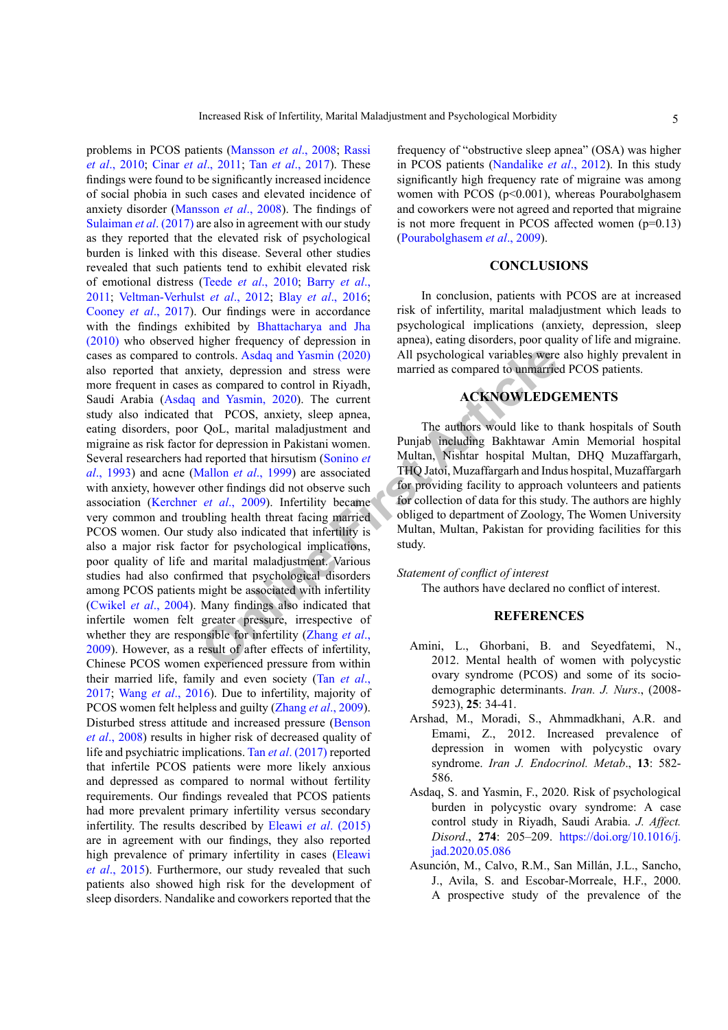problems in PCOS patients (Mansson *et al*., 2008; Rassi *et al*., 2010; Cinar *et al*., 2011; Tan *et al*., 2017). These findings were found to be significantly increased incidence of social phobia in such cases and elevated incidence of anxiety disorder (Mansson *et al*., 2008). The findings of Sulaiman *et al*. (2017) are also in agreement with our study as they reported that the elevated risk of psychological burden is linked with this disease. Several other studies revealed that such patients tend to exhibit elevated risk of emotional distress (Teede *et al*., 2010; Barry *et al*., 2011; Veltman-Verhulst *et al*., 2012; Blay *et al*., 2016; Cooney *et al*., 2017). Our findings were in accordance with the findings exhibited by Bhattacharya and Jha (2010) who observed higher frequency of depression in cases as compared to controls. Asdaq and Yasmin (2020) also reported that anxiety, depression and stress were more frequent in cases as compared to control in Riyadh, Saudi Arabia (Asdaq and Yasmin, 2020). The current study also indicated that PCOS, anxiety, sleep apnea, eating disorders, poor QoL, marital maladjustment and migraine as risk factor for depression in Pakistani women. Several researchers had reported that hirsutism (Sonino *et al*., 1993) and acne (Mallon *et al*., 1999) are associated with anxiety, however other findings did not observe such association (Kerchner *et al*., 2009). Infertility became very common and troubling health threat facing married PCOS women. Our study also indicated that infertility is also a major risk factor for psychological implications, poor quality of life and marital maladjustment. Various studies had also confirmed that psychological disorders among PCOS patients might be associated with infertility (Cwikel *et al*., 2004). Many findings also indicated that infertile women felt greater pressure, irrespective of whether they are responsible for infertility (Zhang *et al*., 2009). However, as a result of after effects of infertility, Chinese PCOS women experienced pressure from within their married life, family and even society (Tan *et al*., 2017; Wang *et al*., 2016). Due to infertility, majority of PCOS women felt helpless and guilty (Zhang *et al*., 2009). Disturbed stress attitude and increased pressure (Benson *et al*., 2008) results in higher risk of decreased quality of life and psychiatric implications. Tan *et al*. (2017) reported that infertile PCOS patients were more likely anxious and depressed as compared to normal without fertility requirements. Our findings revealed that PCOS patients had more prevalent primary infertility versus secondary infertility. The results described by Eleawi *et al*. (2015) are in agreement with our findings, they also reported high prevalence of primary infertility in cases (Eleawi *et al*., 2015). Furthermore, our study revealed that such patients also showed high risk for the development of sleep disorders. Nandalike and coworkers reported that the frequency of "obstructive sleep apnea" (OSA) was higher in PCOS patients (Nandalike *et al*., 2012). In this study significantly high frequency rate of migraine was among women with PCOS ($p<0.001$), whereas Pourabolghasem and coworkers were not agreed and reported that migraine is not more frequent in PCOS affected women ($p=0.13$) (Pourabolghasem *et al*., 2009).

## CONCLUSIONS

In conclusion, patients with PCOS are at increased risk of infertility, marital maladjustment which leads to psychological implications (anxiety, depression, sleep apnea), eating disorders, poor quality of life and migraine. All psychological variables were also highly prevalent in married as compared to unmarried PCOS patients.

## ACKNOWLEDGEMENTS

The authors would like to thank hospitals of South Punjab including Bakhtawar Amin Memorial hospital Multan, Nishtar hospital Multan, DHQ Muzaffargarh, THQ Jatoi, Muzaffargarh and Indus hospital, Muzaffargarh for providing facility to approach volunteers and patients for collection of data for this study. The authors are highly obliged to department of Zoology, The Women University Multan, Multan, Pakistan for providing facilities for this study.

*Statement of conflict of interest*

The authors have declared no conflict of interest.

## REFERENCES

Amini, L., Ghorbani, B. and Seyedfatemi, N., 2012. Mental health of women with polycystic ovary syndrome (PCOS) and some of its socio-demographic determinants. *Iran. J. Nurs*., (2008-5923), **25**: 34-41.

Arshad, M., Moradi, S., Ahmmadkhani, A.R. and Emami, Z., 2012. Increased prevalence of depression in women with polycystic ovary syndrome. *Iran J. Endocrinol. Metab*., **13**: 582-586.

Asdaq, S. and Yasmin, F., 2020. Risk of psychological burden in polycystic ovary syndrome: A case control study in Riyadh, Saudi Arabia. *J. Affect. Disord*., **274**: 205–209. https://doi.org/10.1016/j.jad.2020.05.086

Asunción, M., Calvo, R.M., San Millán, J.L., Sancho, J., Avila, S. and Escobar-Morreale, H.F., 2000. A prospective study of the prevalence of the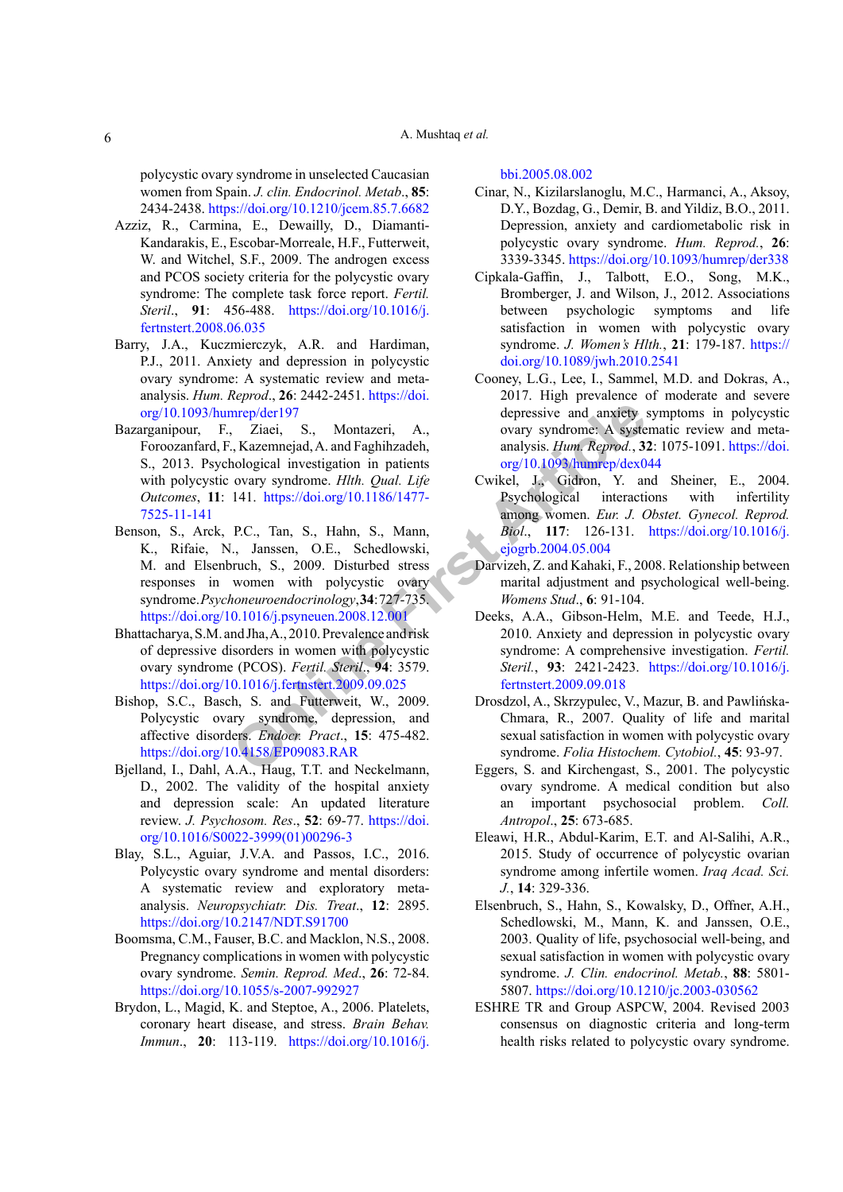polycystic ovary syndrome in unselected Caucasian women from Spain. *J. clin. Endocrinol. Metab*., **85**: 2434-2438. https://doi.org/10.1210/jcem.85.7.6682

Azziz, R., Carmina, E., Dewailly, D., Diamanti-Kandarakis, E., Escobar-Morreale, H.F., Futterweit, W. and Witchel, S.F., 2009. The androgen excess and PCOS society criteria for the polycystic ovary syndrome: The complete task force report. *Fertil. Steril*., **91**: 456-488. https://doi.org/10.1016/j.fertnstert.2008.06.035

Barry, J.A., Kuczmierczyk, A.R. and Hardiman, P.J., 2011. Anxiety and depression in polycystic ovary syndrome: A systematic review and meta-analysis. *Hum. Reprod*., **26**: 2442-2451. https://doi.org/10.1093/humrep/der197

Bazarganipour, F., Ziaei, S., Montazeri, A., Foroozanfard, F., Kazemnejad, A. and Faghihzadeh, S., 2013. Psychological investigation in patients with polycystic ovary syndrome. *Hlth. Qual. Life Outcomes*, **11**: 141. https://doi.org/10.1186/1477-7525-11-141

Benson, S., Arck, P.C., Tan, S., Hahn, S., Mann, K., Rifaie, N., Janssen, O.E., Schedlowski, M. and Elsenbruch, S., 2009. Disturbed stress responses in women with polycystic ovary syndrome. *Psychoneuroendocrinology*, **34**: 727-735. https://doi.org/10.1016/j.psyneuen.2008.12.001

Bhattacharya, S.M. and Jha, A., 2010. Prevalence and risk of depressive disorders in women with polycystic ovary syndrome (PCOS). *Fertil. Steril*., **94**: 3579. https://doi.org/10.1016/j.fertnstert.2009.09.025

Bishop, S.C., Basch, S. and Futterweit, W., 2009. Polycystic ovary syndrome, depression, and affective disorders. *Endocr. Pract*., **15**: 475-482. https://doi.org/10.4158/EP09083.RAR

Bjelland, I., Dahl, A.A., Haug, T.T. and Neckelmann, D., 2002. The validity of the hospital anxiety and depression scale: An updated literature review. *J. Psychosom. Res*., **52**: 69-77. https://doi.org/10.1016/S0022-3999(01)00296-3

Blay, S.L., Aguiar, J.V.A. and Passos, I.C., 2016. Polycystic ovary syndrome and mental disorders: A systematic review and exploratory meta-analysis. *Neuropsychiatr. Dis. Treat*., **12**: 2895. https://doi.org/10.2147/NDT.S91700

Boomsma, C.M., Fauser, B.C. and Macklon, N.S., 2008. Pregnancy complications in women with polycystic ovary syndrome. *Semin. Reprod. Med*., **26**: 72-84. https://doi.org/10.1055/s-2007-992927

Brydon, L., Magid, K. and Steptoe, A., 2006. Platelets, coronary heart disease, and stress. *Brain Behav. Immun*., **20**: 113-119. https://doi.org/10.1016/j.bbi.2005.08.002

Cinar, N., Kizilarslanoglu, M.C., Harmanci, A., Aksoy, D.Y., Bozdag, G., Demir, B. and Yildiz, B.O., 2011. Depression, anxiety and cardiometabolic risk in polycystic ovary syndrome. *Hum. Reprod*., **26**: 3339-3345. https://doi.org/10.1093/humrep/der338

Cipkala-Gaffin, J., Talbott, E.O., Song, M.K., Bromberger, J. and Wilson, J., 2012. Associations between psychologic symptoms and life satisfaction in women with polycystic ovary syndrome. *J. Women's Hlth.*, **21**: 179-187. https://doi.org/10.1089/jwh.2010.2541

Cooney, L.G., Lee, I., Sammel, M.D. and Dokras, A., 2017. High prevalence of moderate and severe depressive and anxiety symptoms in polycystic ovary syndrome: A systematic review and meta-analysis. *Hum. Reprod*., **32**: 1075-1091. https://doi.org/10.1093/humrep/dex044

Cwikel, J., Gidron, Y. and Sheiner, E., 2004. Psychological interactions with infertility among women. *Eur. J. Obstet. Gynecol. Reprod. Biol*., **117**: 126-131. https://doi.org/10.1016/j.ejogrb.2004.05.004

Darvizeh, Z. and Kahaki, F., 2008. Relationship between marital adjustment and psychological well-being. *Womens Stud*., **6**: 91-104.

Deeks, A.A., Gibson-Helm, M.E. and Teede, H.J., 2010. Anxiety and depression in polycystic ovary syndrome: A comprehensive investigation. *Fertil. Steril*., **93**: 2421-2423. https://doi.org/10.1016/j.fertnstert.2009.09.018

Drosdzol, A., Skrzypulec, V., Mazur, B. and Pawlińska-Chmara, R., 2007. Quality of life and marital sexual satisfaction in women with polycystic ovary syndrome. *Folia Histochem. Cytobiol*., **45**: 93-97.

Eggers, S. and Kirchengast, S., 2001. The polycystic ovary syndrome. A medical condition but also an important psychosocial problem. *Coll. Antropol*., **25**: 673-685.

Eleawi, H.R., Abdul-Karim, E.T. and Al-Salihi, A.R., 2015. Study of occurrence of polycystic ovarian syndrome among infertile women. *Iraq Acad. Sci. J.*, **14**: 329-336.

Elsenbruch, S., Hahn, S., Kowalsky, D., Offner, A.H., Schedlowski, M., Mann, K. and Janssen, O.E., 2003. Quality of life, psychosocial well-being, and sexual satisfaction in women with polycystic ovary syndrome. *J. Clin. endocrinol. Metab*., **88**: 5801-5807. https://doi.org/10.1210/jc.2003-030562

ESHRE TR and Group ASPCW, 2004. Revised 2003 consensus on diagnostic criteria and long-term health risks related to polycystic ovary syndrome.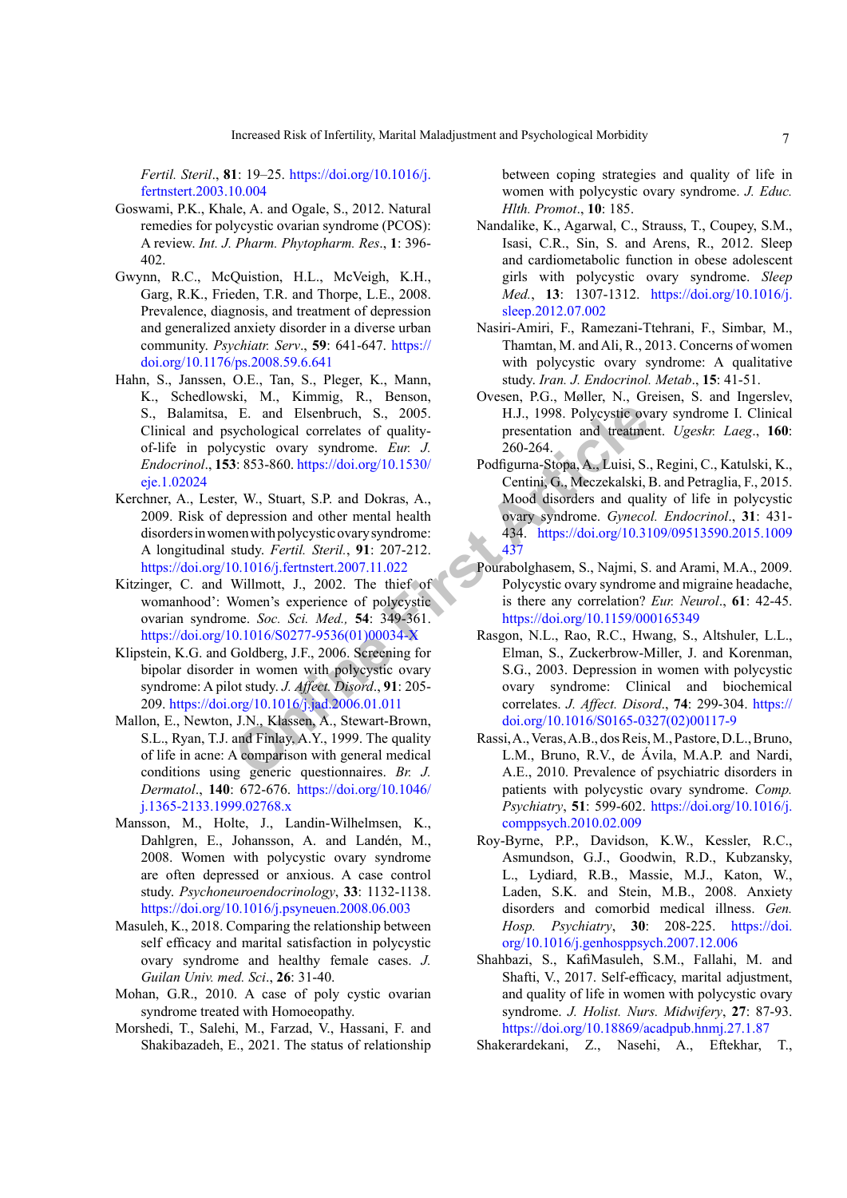*Fertil. Steril*., **81**: 19–25. https://doi.org/10.1016/j.fertnstert.2003.10.004

Goswami, P.K., Khale, A. and Ogale, S., 2012. Natural remedies for polycystic ovarian syndrome (PCOS): A review. *Int. J. Pharm. Phytopharm. Res*., **1**: 396-402.

Gwynn, R.C., McQuistion, H.L., McVeigh, K.H., Garg, R.K., Frieden, T.R. and Thorpe, L.E., 2008. Prevalence, diagnosis, and treatment of depression and generalized anxiety disorder in a diverse urban community. *Psychiatr. Serv*., **59**: 641-647. https://doi.org/10.1176/ps.2008.59.6.641

Hahn, S., Janssen, O.E., Tan, S., Pleger, K., Mann, K., Schedlowski, M., Kimmig, R., Benson, S., Balamitsa, E. and Elsenbruch, S., 2005. Clinical and psychological correlates of quality-of-life in polycystic ovary syndrome. *Eur. J. Endocrinol*., **153**: 853-860. https://doi.org/10.1530/eje.1.02024

Kerchner, A., Lester, W., Stuart, S.P. and Dokras, A., 2009. Risk of depression and other mental health disorders in women with polycystic ovary syndrome: A longitudinal study. *Fertil. Steril.*, **91**: 207-212. https://doi.org/10.1016/j.fertnstert.2007.11.022

Kitzinger, C. and Willmott, J., 2002. The thief of womanhood': Women's experience of polycystic ovarian syndrome. *Soc. Sci. Med.,* **54**: 349-361. https://doi.org/10.1016/S0277-9536(01)00034-X

Klipstein, K.G. and Goldberg, J.F., 2006. Screening for bipolar disorder in women with polycystic ovary syndrome: A pilot study. *J. Affect. Disord*., **91**: 205-209. https://doi.org/10.1016/j.jad.2006.01.011

Mallon, E., Newton, J.N., Klassen, A., Stewart-Brown, S.L., Ryan, T.J. and Finlay, A.Y., 1999. The quality of life in acne: A comparison with general medical conditions using generic questionnaires. *Br. J. Dermatol*., **140**: 672-676. https://doi.org/10.1046/j.1365-2133.1999.02768.x

Mansson, M., Holte, J., Landin-Wilhelmsen, K., Dahlgren, E., Johansson, A. and Landén, M., 2008. Women with polycystic ovary syndrome are often depressed or anxious. A case control study. *Psychoneuroendocrinology*, **33**: 1132-1138. https://doi.org/10.1016/j.psyneuen.2008.06.003

Masuleh, K., 2018. Comparing the relationship between self efficacy and marital satisfaction in polycystic ovary syndrome and healthy female cases. *J. Guilan Univ. med. Sci*., **26**: 31-40.

Mohan, G.R., 2010. A case of poly cystic ovarian syndrome treated with Homoeopathy.

Morshedi, T., Salehi, M., Farzad, V., Hassani, F. and Shakibazadeh, E., 2021. The status of relationship between coping strategies and quality of life in women with polycystic ovary syndrome. *J. Educ. Hlth. Promot*., **10**: 185.

Nandalike, K., Agarwal, C., Strauss, T., Coupey, S.M., Isasi, C.R., Sin, S. and Arens, R., 2012. Sleep and cardiometabolic function in obese adolescent girls with polycystic ovary syndrome. *Sleep Med.*, **13**: 1307-1312. https://doi.org/10.1016/j.sleep.2012.07.002

Nasiri-Amiri, F., Ramezani-Ttehrani, F., Simbar, M., Thamtan, M. and Ali, R., 2013. Concerns of women with polycystic ovary syndrome: A qualitative study. *Iran. J. Endocrinol. Metab*., **15**: 41-51.

Ovesen, P.G., Møller, N., Greisen, S. and Ingerslev, H.J., 1998. Polycystic ovary syndrome I. Clinical presentation and treatment. *Ugeskr. Laeg*., **160**: 260-264.

Podfigurna-Stopa, A., Luisi, S., Regini, C., Katulski, K., Centini, G., Meczekalski, B. and Petraglia, F., 2015. Mood disorders and quality of life in polycystic ovary syndrome. *Gynecol. Endocrinol*., **31**: 431-434. https://doi.org/10.3109/09513590.2015.1009437

Pourabolghasem, S., Najmi, S. and Arami, M.A., 2009. Polycystic ovary syndrome and migraine headache, is there any correlation? *Eur. Neurol*., **61**: 42-45. https://doi.org/10.1159/000165349

Rasgon, N.L., Rao, R.C., Hwang, S., Altshuler, L.L., Elman, S., Zuckerbrow-Miller, J. and Korenman, S.G., 2003. Depression in women with polycystic ovary syndrome: Clinical and biochemical correlates. *J. Affect. Disord*., **74**: 299-304. https://doi.org/10.1016/S0165-0327(02)00117-9

Rassi, A., Veras, A.B., dos Reis, M., Pastore, D.L., Bruno, L.M., Bruno, R.V., de Ávila, M.A.P. and Nardi, A.E., 2010. Prevalence of psychiatric disorders in patients with polycystic ovary syndrome. *Comp. Psychiatry*, **51**: 599-602. https://doi.org/10.1016/j.comppsych.2010.02.009

Roy-Byrne, P.P., Davidson, K.W., Kessler, R.C., Asmundson, G.J., Goodwin, R.D., Kubzansky, L., Lydiard, R.B., Massie, M.J., Katon, W., Laden, S.K. and Stein, M.B., 2008. Anxiety disorders and comorbid medical illness. *Gen. Hosp. Psychiatry*, **30**: 208-225. https://doi.org/10.1016/j.genhosppsych.2007.12.006

Shahbazi, S., KafiMasuleh, S.M., Fallahi, M. and Shafti, V., 2017. Self-efficacy, marital adjustment, and quality of life in women with polycystic ovary syndrome. *J. Holist. Nurs. Midwifery*, **27**: 87-93. https://doi.org/10.18869/acadpub.hnmj.27.1.87

Shakerardekani, Z., Nasehi, A., Eftekhar, T.,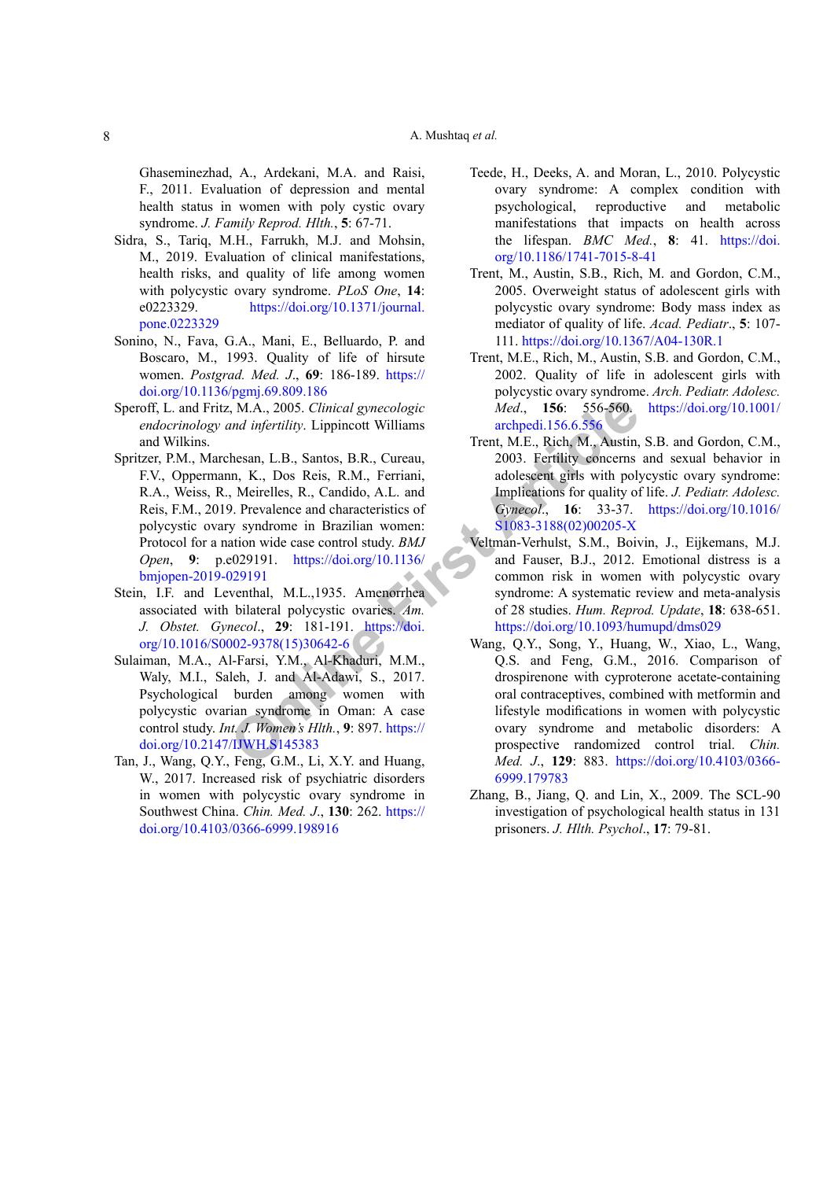Ghaseminezhad, A., Ardekani, M.A. and Raisi, F., 2011. Evaluation of depression and mental health status in women with poly cystic ovary syndrome. *J. Family Reprod. Hlth.*, **5**: 67-71.

Sidra, S., Tariq, M.H., Farrukh, M.J. and Mohsin, M., 2019. Evaluation of clinical manifestations, health risks, and quality of life among women with polycystic ovary syndrome. *PLoS One*, **14**: e0223329. https://doi.org/10.1371/journal.pone.0223329

Sonino, N., Fava, G.A., Mani, E., Belluardo, P. and Boscaro, M., 1993. Quality of life of hirsute women. *Postgrad. Med. J.*, **69**: 186-189. https://doi.org/10.1136/pgmj.69.809.186

Speroff, L. and Fritz, M.A., 2005. *Clinical gynecologic endocrinology and infertility*. Lippincott Williams and Wilkins.

Spritzer, P.M., Marchesan, L.B., Santos, B.R., Cureau, F.V., Oppermann, K., Dos Reis, R.M., Ferriani, R.A., Weiss, R., Meirelles, R., Candido, A.L. and Reis, F.M., 2019. Prevalence and characteristics of polycystic ovary syndrome in Brazilian women: Protocol for a nation wide case control study. *BMJ Open*, **9**: p.e029191. https://doi.org/10.1136/bmjopen-2019-029191

Stein, I.F. and Leventhal, M.L.,1935. Amenorrhea associated with bilateral polycystic ovaries. *Am. J. Obstet. Gynecol.*, **29**: 181-191. https://doi.org/10.1016/S0002-9378(15)30642-6

Sulaiman, M.A., Al-Farsi, Y.M., Al-Khaduri, M.M., Waly, M.I., Saleh, J. and Al-Adawi, S., 2017. Psychological burden among women with polycystic ovarian syndrome in Oman: A case control study. *Int. J. Women's Hlth.*, **9**: 897. https://doi.org/10.2147/IJWH.S145383

Tan, J., Wang, Q.Y., Feng, G.M., Li, X.Y. and Huang, W., 2017. Increased risk of psychiatric disorders in women with polycystic ovary syndrome in Southwest China. *Chin. Med. J.*, **130**: 262. https://doi.org/10.4103/0366-6999.198916

Teede, H., Deeks, A. and Moran, L., 2010. Polycystic ovary syndrome: A complex condition with psychological, reproductive and metabolic manifestations that impacts on health across the lifespan. *BMC Med.*, **8**: 41. https://doi.org/10.1186/1741-7015-8-41

Trent, M., Austin, S.B., Rich, M. and Gordon, C.M., 2005. Overweight status of adolescent girls with polycystic ovary syndrome: Body mass index as mediator of quality of life. *Acad. Pediatr.*, **5**: 107-111. https://doi.org/10.1367/A04-130R.1

Trent, M.E., Rich, M., Austin, S.B. and Gordon, C.M., 2002. Quality of life in adolescent girls with polycystic ovary syndrome. *Arch. Pediatr. Adolesc. Med.*, **156**: 556-560. https://doi.org/10.1001/archpedi.156.6.556

Trent, M.E., Rich, M., Austin, S.B. and Gordon, C.M., 2003. Fertility concerns and sexual behavior in adolescent girls with polycystic ovary syndrome: Implications for quality of life. *J. Pediatr. Adolesc. Gynecol.*, **16**: 33-37. https://doi.org/10.1016/S1083-3188(02)00205-X

Veltman-Verhulst, S.M., Boivin, J., Eijkemans, M.J. and Fauser, B.J., 2012. Emotional distress is a common risk in women with polycystic ovary syndrome: A systematic review and meta-analysis of 28 studies. *Hum. Reprod. Update*, **18**: 638-651. https://doi.org/10.1093/humupd/dms029

Wang, Q.Y., Song, Y., Huang, W., Xiao, L., Wang, Q.S. and Feng, G.M., 2016. Comparison of drospirenone with cyproterone acetate-containing oral contraceptives, combined with metformin and lifestyle modifications in women with polycystic ovary syndrome and metabolic disorders: A prospective randomized control trial. *Chin. Med. J.*, **129**: 883. https://doi.org/10.4103/0366-6999.179783

Zhang, B., Jiang, Q. and Lin, X., 2009. The SCL-90 investigation of psychological health status in 131 prisoners. *J. Hlth. Psychol.*, **17**: 79-81.